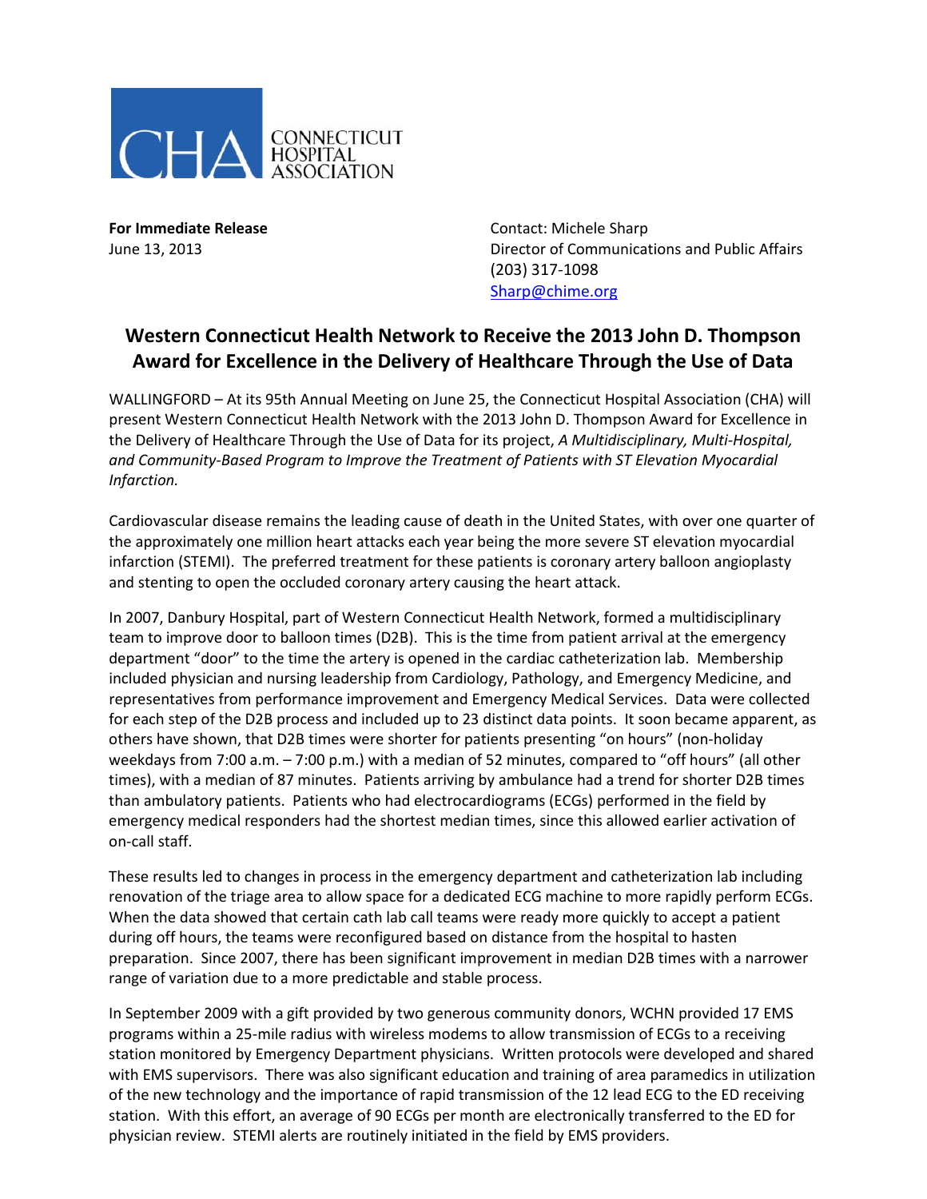CONNECTICUT HOSPITAL ASSOCIATION

**For Immediate Release**
June 13, 2013

Contact: Michele Sharp
Director of Communications and Public Affairs
(203) 317-1098
Sharp@chime.org

# Western Connecticut Health Network to Receive the 2013 John D. Thompson Award for Excellence in the Delivery of Healthcare Through the Use of Data

WALLINGFORD – At its 95th Annual Meeting on June 25, the Connecticut Hospital Association (CHA) will present Western Connecticut Health Network with the 2013 John D. Thompson Award for Excellence in the Delivery of Healthcare Through the Use of Data for its project, *A Multidisciplinary, Multi-Hospital, and Community-Based Program to Improve the Treatment of Patients with ST Elevation Myocardial Infarction.*

Cardiovascular disease remains the leading cause of death in the United States, with over one quarter of the approximately one million heart attacks each year being the more severe ST elevation myocardial infarction (STEMI). The preferred treatment for these patients is coronary artery balloon angioplasty and stenting to open the occluded coronary artery causing the heart attack.

In 2007, Danbury Hospital, part of Western Connecticut Health Network, formed a multidisciplinary team to improve door to balloon times (D2B). This is the time from patient arrival at the emergency department "door" to the time the artery is opened in the cardiac catheterization lab. Membership included physician and nursing leadership from Cardiology, Pathology, and Emergency Medicine, and representatives from performance improvement and Emergency Medical Services. Data were collected for each step of the D2B process and included up to 23 distinct data points. It soon became apparent, as others have shown, that D2B times were shorter for patients presenting "on hours" (non-holiday weekdays from 7:00 a.m. – 7:00 p.m.) with a median of 52 minutes, compared to "off hours" (all other times), with a median of 87 minutes. Patients arriving by ambulance had a trend for shorter D2B times than ambulatory patients. Patients who had electrocardiograms (ECGs) performed in the field by emergency medical responders had the shortest median times, since this allowed earlier activation of on-call staff.

These results led to changes in process in the emergency department and catheterization lab including renovation of the triage area to allow space for a dedicated ECG machine to more rapidly perform ECGs. When the data showed that certain cath lab call teams were ready more quickly to accept a patient during off hours, the teams were reconfigured based on distance from the hospital to hasten preparation. Since 2007, there has been significant improvement in median D2B times with a narrower range of variation due to a more predictable and stable process.

In September 2009 with a gift provided by two generous community donors, WCHN provided 17 EMS programs within a 25-mile radius with wireless modems to allow transmission of ECGs to a receiving station monitored by Emergency Department physicians. Written protocols were developed and shared with EMS supervisors. There was also significant education and training of area paramedics in utilization of the new technology and the importance of rapid transmission of the 12 lead ECG to the ED receiving station. With this effort, an average of 90 ECGs per month are electronically transferred to the ED for physician review. STEMI alerts are routinely initiated in the field by EMS providers.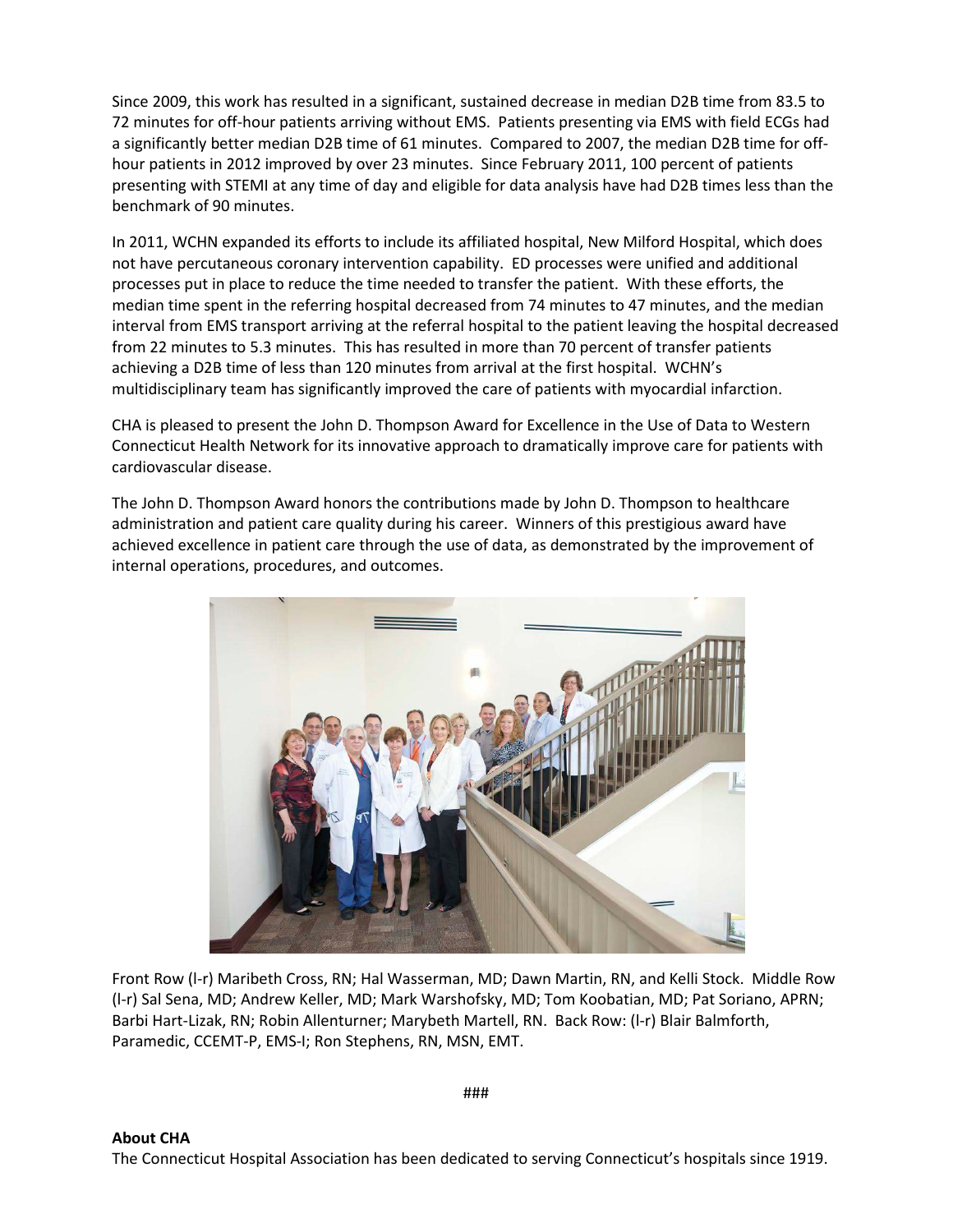Since 2009, this work has resulted in a significant, sustained decrease in median D2B time from 83.5 to 72 minutes for off-hour patients arriving without EMS. Patients presenting via EMS with field ECGs had a significantly better median D2B time of 61 minutes. Compared to 2007, the median D2B time for off-hour patients in 2012 improved by over 23 minutes. Since February 2011, 100 percent of patients presenting with STEMI at any time of day and eligible for data analysis have had D2B times less than the benchmark of 90 minutes.

In 2011, WCHN expanded its efforts to include its affiliated hospital, New Milford Hospital, which does not have percutaneous coronary intervention capability. ED processes were unified and additional processes put in place to reduce the time needed to transfer the patient. With these efforts, the median time spent in the referring hospital decreased from 74 minutes to 47 minutes, and the median interval from EMS transport arriving at the referral hospital to the patient leaving the hospital decreased from 22 minutes to 5.3 minutes. This has resulted in more than 70 percent of transfer patients achieving a D2B time of less than 120 minutes from arrival at the first hospital. WCHN's multidisciplinary team has significantly improved the care of patients with myocardial infarction.

CHA is pleased to present the John D. Thompson Award for Excellence in the Use of Data to Western Connecticut Health Network for its innovative approach to dramatically improve care for patients with cardiovascular disease.

The John D. Thompson Award honors the contributions made by John D. Thompson to healthcare administration and patient care quality during his career. Winners of this prestigious award have achieved excellence in patient care through the use of data, as demonstrated by the improvement of internal operations, procedures, and outcomes.

Front Row (l-r) Maribeth Cross, RN; Hal Wasserman, MD; Dawn Martin, RN, and Kelli Stock. Middle Row (l-r) Sal Sena, MD; Andrew Keller, MD; Mark Warshofsky, MD; Tom Koobatian, MD; Pat Soriano, APRN; Barbi Hart-Lizak, RN; Robin Allenturner; Marybeth Martell, RN. Back Row: (l-r) Blair Balmforth, Paramedic, CCEMT-P, EMS-I; Ron Stephens, RN, MSN, EMT.

###

**About CHA**

The Connecticut Hospital Association has been dedicated to serving Connecticut's hospitals since 1919.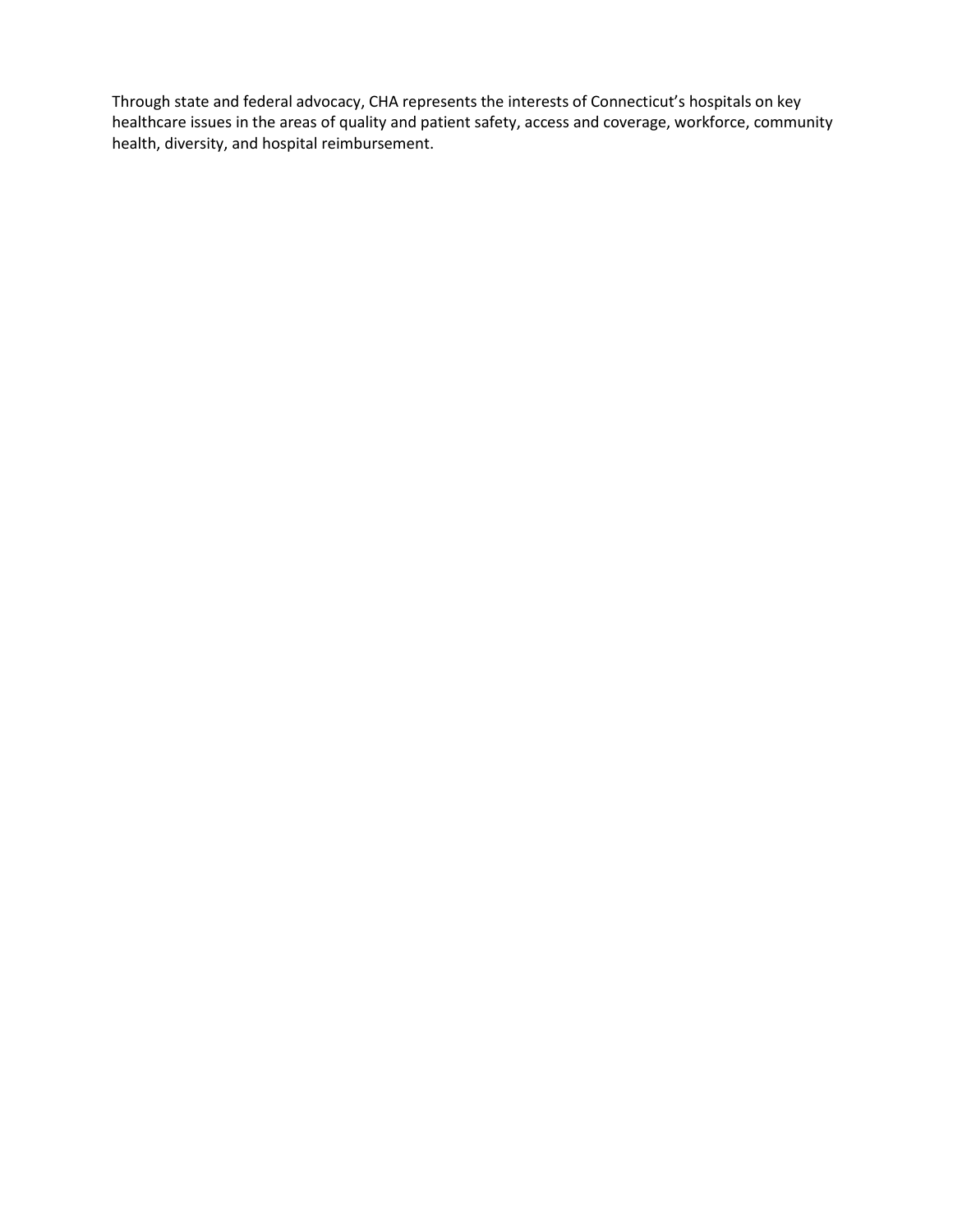Through state and federal advocacy, CHA represents the interests of Connecticut's hospitals on key healthcare issues in the areas of quality and patient safety, access and coverage, workforce, community health, diversity, and hospital reimbursement.